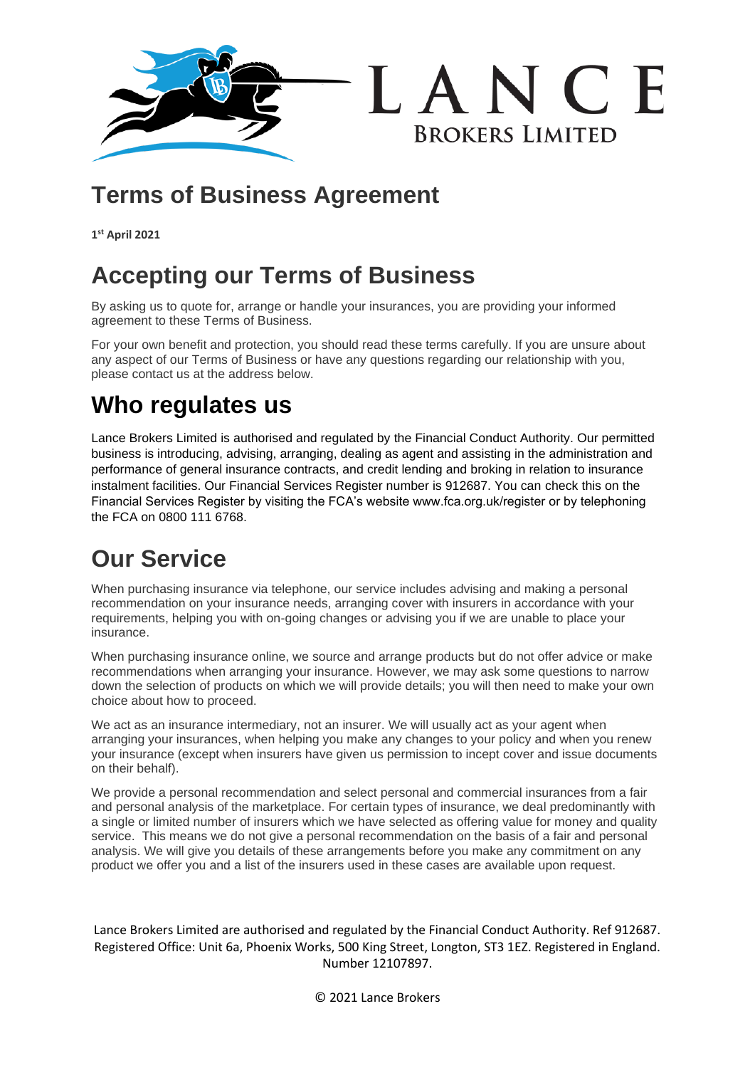LANCE BROKERS LIMITED

# Terms of Business Agreement

**1st April 2021**

# Accepting our Terms of Business

By asking us to quote for, arrange or handle your insurances, you are providing your informed agreement to these Terms of Business.

For your own benefit and protection, you should read these terms carefully. If you are unsure about any aspect of our Terms of Business or have any questions regarding our relationship with you, please contact us at the address below.

# Who regulates us

Lance Brokers Limited is authorised and regulated by the Financial Conduct Authority. Our permitted business is introducing, advising, arranging, dealing as agent and assisting in the administration and performance of general insurance contracts, and credit lending and broking in relation to insurance instalment facilities. Our Financial Services Register number is 912687. You can check this on the Financial Services Register by visiting the FCA's website www.fca.org.uk/register or by telephoning the FCA on 0800 111 6768.

# Our Service

When purchasing insurance via telephone, our service includes advising and making a personal recommendation on your insurance needs, arranging cover with insurers in accordance with your requirements, helping you with on-going changes or advising you if we are unable to place your insurance.

When purchasing insurance online, we source and arrange products but do not offer advice or make recommendations when arranging your insurance. However, we may ask some questions to narrow down the selection of products on which we will provide details; you will then need to make your own choice about how to proceed.

We act as an insurance intermediary, not an insurer. We will usually act as your agent when arranging your insurances, when helping you make any changes to your policy and when you renew your insurance (except when insurers have given us permission to incept cover and issue documents on their behalf).

We provide a personal recommendation and select personal and commercial insurances from a fair and personal analysis of the marketplace. For certain types of insurance, we deal predominantly with a single or limited number of insurers which we have selected as offering value for money and quality service. This means we do not give a personal recommendation on the basis of a fair and personal analysis. We will give you details of these arrangements before you make any commitment on any product we offer you and a list of the insurers used in these cases are available upon request.

Lance Brokers Limited are authorised and regulated by the Financial Conduct Authority. Ref 912687. Registered Office: Unit 6a, Phoenix Works, 500 King Street, Longton, ST3 1EZ. Registered in England. Number 12107897.

© 2021 Lance Brokers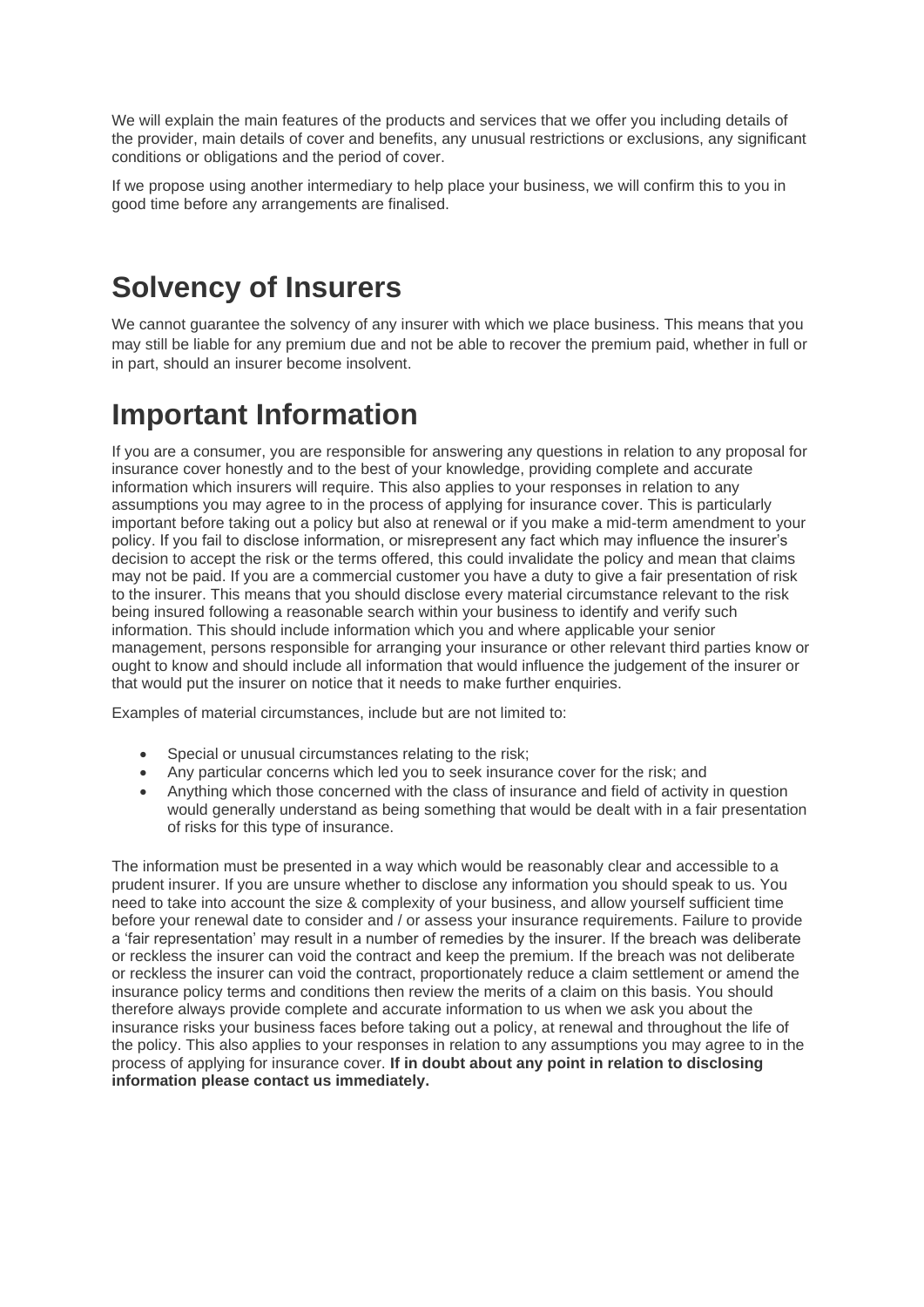We will explain the main features of the products and services that we offer you including details of the provider, main details of cover and benefits, any unusual restrictions or exclusions, any significant conditions or obligations and the period of cover.

If we propose using another intermediary to help place your business, we will confirm this to you in good time before any arrangements are finalised.

# Solvency of Insurers

We cannot guarantee the solvency of any insurer with which we place business. This means that you may still be liable for any premium due and not be able to recover the premium paid, whether in full or in part, should an insurer become insolvent.

# Important Information

If you are a consumer, you are responsible for answering any questions in relation to any proposal for insurance cover honestly and to the best of your knowledge, providing complete and accurate information which insurers will require. This also applies to your responses in relation to any assumptions you may agree to in the process of applying for insurance cover. This is particularly important before taking out a policy but also at renewal or if you make a mid-term amendment to your policy. If you fail to disclose information, or misrepresent any fact which may influence the insurer's decision to accept the risk or the terms offered, this could invalidate the policy and mean that claims may not be paid. If you are a commercial customer you have a duty to give a fair presentation of risk to the insurer. This means that you should disclose every material circumstance relevant to the risk being insured following a reasonable search within your business to identify and verify such information. This should include information which you and where applicable your senior management, persons responsible for arranging your insurance or other relevant third parties know or ought to know and should include all information that would influence the judgement of the insurer or that would put the insurer on notice that it needs to make further enquiries.

Examples of material circumstances, include but are not limited to:

- Special or unusual circumstances relating to the risk;
- Any particular concerns which led you to seek insurance cover for the risk; and
- Anything which those concerned with the class of insurance and field of activity in question would generally understand as being something that would be dealt with in a fair presentation of risks for this type of insurance.

The information must be presented in a way which would be reasonably clear and accessible to a prudent insurer. If you are unsure whether to disclose any information you should speak to us. You need to take into account the size & complexity of your business, and allow yourself sufficient time before your renewal date to consider and / or assess your insurance requirements. Failure to provide a 'fair representation' may result in a number of remedies by the insurer. If the breach was deliberate or reckless the insurer can void the contract and keep the premium. If the breach was not deliberate or reckless the insurer can void the contract, proportionately reduce a claim settlement or amend the insurance policy terms and conditions then review the merits of a claim on this basis. You should therefore always provide complete and accurate information to us when we ask you about the insurance risks your business faces before taking out a policy, at renewal and throughout the life of the policy. This also applies to your responses in relation to any assumptions you may agree to in the process of applying for insurance cover. **If in doubt about any point in relation to disclosing information please contact us immediately.**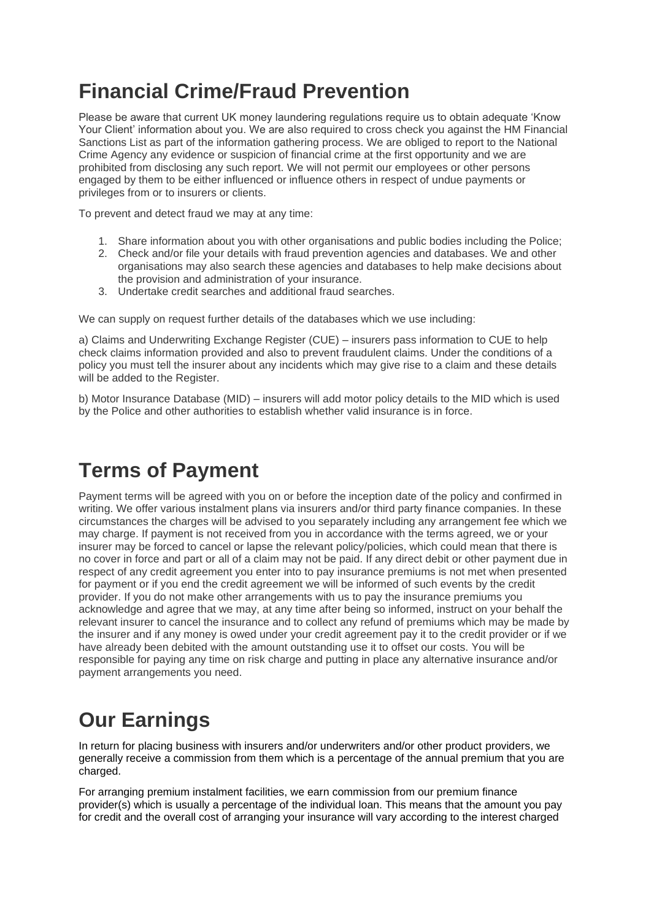# Financial Crime/Fraud Prevention

Please be aware that current UK money laundering regulations require us to obtain adequate 'Know Your Client' information about you. We are also required to cross check you against the HM Financial Sanctions List as part of the information gathering process. We are obliged to report to the National Crime Agency any evidence or suspicion of financial crime at the first opportunity and we are prohibited from disclosing any such report. We will not permit our employees or other persons engaged by them to be either influenced or influence others in respect of undue payments or privileges from or to insurers or clients.

To prevent and detect fraud we may at any time:

1. Share information about you with other organisations and public bodies including the Police;
2. Check and/or file your details with fraud prevention agencies and databases. We and other organisations may also search these agencies and databases to help make decisions about the provision and administration of your insurance.
3. Undertake credit searches and additional fraud searches.

We can supply on request further details of the databases which we use including:

a) Claims and Underwriting Exchange Register (CUE) – insurers pass information to CUE to help check claims information provided and also to prevent fraudulent claims. Under the conditions of a policy you must tell the insurer about any incidents which may give rise to a claim and these details will be added to the Register.

b) Motor Insurance Database (MID) – insurers will add motor policy details to the MID which is used by the Police and other authorities to establish whether valid insurance is in force.

# Terms of Payment

Payment terms will be agreed with you on or before the inception date of the policy and confirmed in writing. We offer various instalment plans via insurers and/or third party finance companies. In these circumstances the charges will be advised to you separately including any arrangement fee which we may charge. If payment is not received from you in accordance with the terms agreed, we or your insurer may be forced to cancel or lapse the relevant policy/policies, which could mean that there is no cover in force and part or all of a claim may not be paid. If any direct debit or other payment due in respect of any credit agreement you enter into to pay insurance premiums is not met when presented for payment or if you end the credit agreement we will be informed of such events by the credit provider. If you do not make other arrangements with us to pay the insurance premiums you acknowledge and agree that we may, at any time after being so informed, instruct on your behalf the relevant insurer to cancel the insurance and to collect any refund of premiums which may be made by the insurer and if any money is owed under your credit agreement pay it to the credit provider or if we have already been debited with the amount outstanding use it to offset our costs. You will be responsible for paying any time on risk charge and putting in place any alternative insurance and/or payment arrangements you need.

# Our Earnings

In return for placing business with insurers and/or underwriters and/or other product providers, we generally receive a commission from them which is a percentage of the annual premium that you are charged.

For arranging premium instalment facilities, we earn commission from our premium finance provider(s) which is usually a percentage of the individual loan. This means that the amount you pay for credit and the overall cost of arranging your insurance will vary according to the interest charged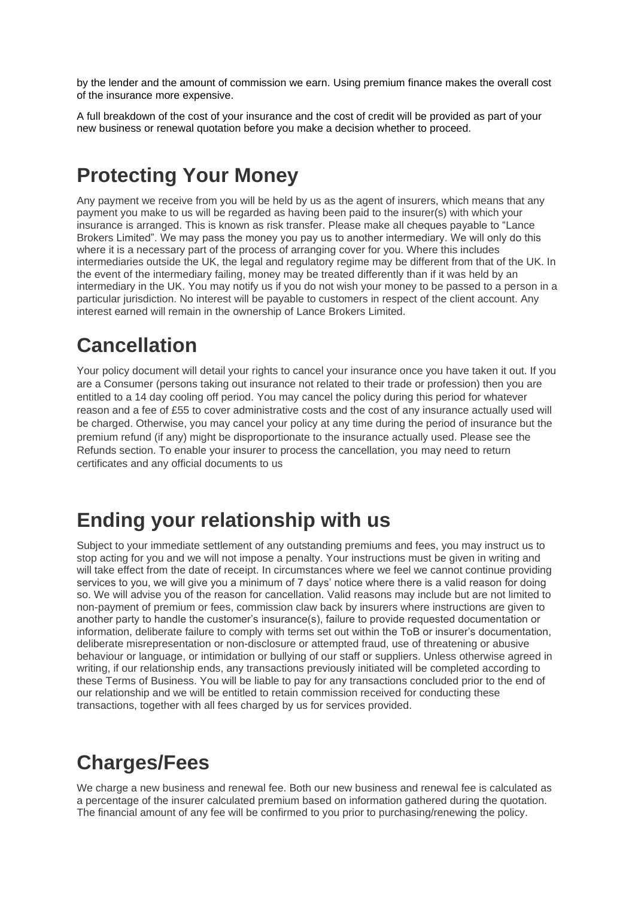by the lender and the amount of commission we earn. Using premium finance makes the overall cost of the insurance more expensive.

A full breakdown of the cost of your insurance and the cost of credit will be provided as part of your new business or renewal quotation before you make a decision whether to proceed.

# Protecting Your Money

Any payment we receive from you will be held by us as the agent of insurers, which means that any payment you make to us will be regarded as having been paid to the insurer(s) with which your insurance is arranged. This is known as risk transfer. Please make all cheques payable to "Lance Brokers Limited". We may pass the money you pay us to another intermediary. We will only do this where it is a necessary part of the process of arranging cover for you. Where this includes intermediaries outside the UK, the legal and regulatory regime may be different from that of the UK. In the event of the intermediary failing, money may be treated differently than if it was held by an intermediary in the UK. You may notify us if you do not wish your money to be passed to a person in a particular jurisdiction. No interest will be payable to customers in respect of the client account. Any interest earned will remain in the ownership of Lance Brokers Limited.

# Cancellation

Your policy document will detail your rights to cancel your insurance once you have taken it out. If you are a Consumer (persons taking out insurance not related to their trade or profession) then you are entitled to a 14 day cooling off period. You may cancel the policy during this period for whatever reason and a fee of £55 to cover administrative costs and the cost of any insurance actually used will be charged. Otherwise, you may cancel your policy at any time during the period of insurance but the premium refund (if any) might be disproportionate to the insurance actually used. Please see the Refunds section. To enable your insurer to process the cancellation, you may need to return certificates and any official documents to us

# Ending your relationship with us

Subject to your immediate settlement of any outstanding premiums and fees, you may instruct us to stop acting for you and we will not impose a penalty. Your instructions must be given in writing and will take effect from the date of receipt. In circumstances where we feel we cannot continue providing services to you, we will give you a minimum of 7 days' notice where there is a valid reason for doing so. We will advise you of the reason for cancellation. Valid reasons may include but are not limited to non-payment of premium or fees, commission claw back by insurers where instructions are given to another party to handle the customer's insurance(s), failure to provide requested documentation or information, deliberate failure to comply with terms set out within the ToB or insurer's documentation, deliberate misrepresentation or non-disclosure or attempted fraud, use of threatening or abusive behaviour or language, or intimidation or bullying of our staff or suppliers. Unless otherwise agreed in writing, if our relationship ends, any transactions previously initiated will be completed according to these Terms of Business. You will be liable to pay for any transactions concluded prior to the end of our relationship and we will be entitled to retain commission received for conducting these transactions, together with all fees charged by us for services provided.

# Charges/Fees

We charge a new business and renewal fee. Both our new business and renewal fee is calculated as a percentage of the insurer calculated premium based on information gathered during the quotation. The financial amount of any fee will be confirmed to you prior to purchasing/renewing the policy.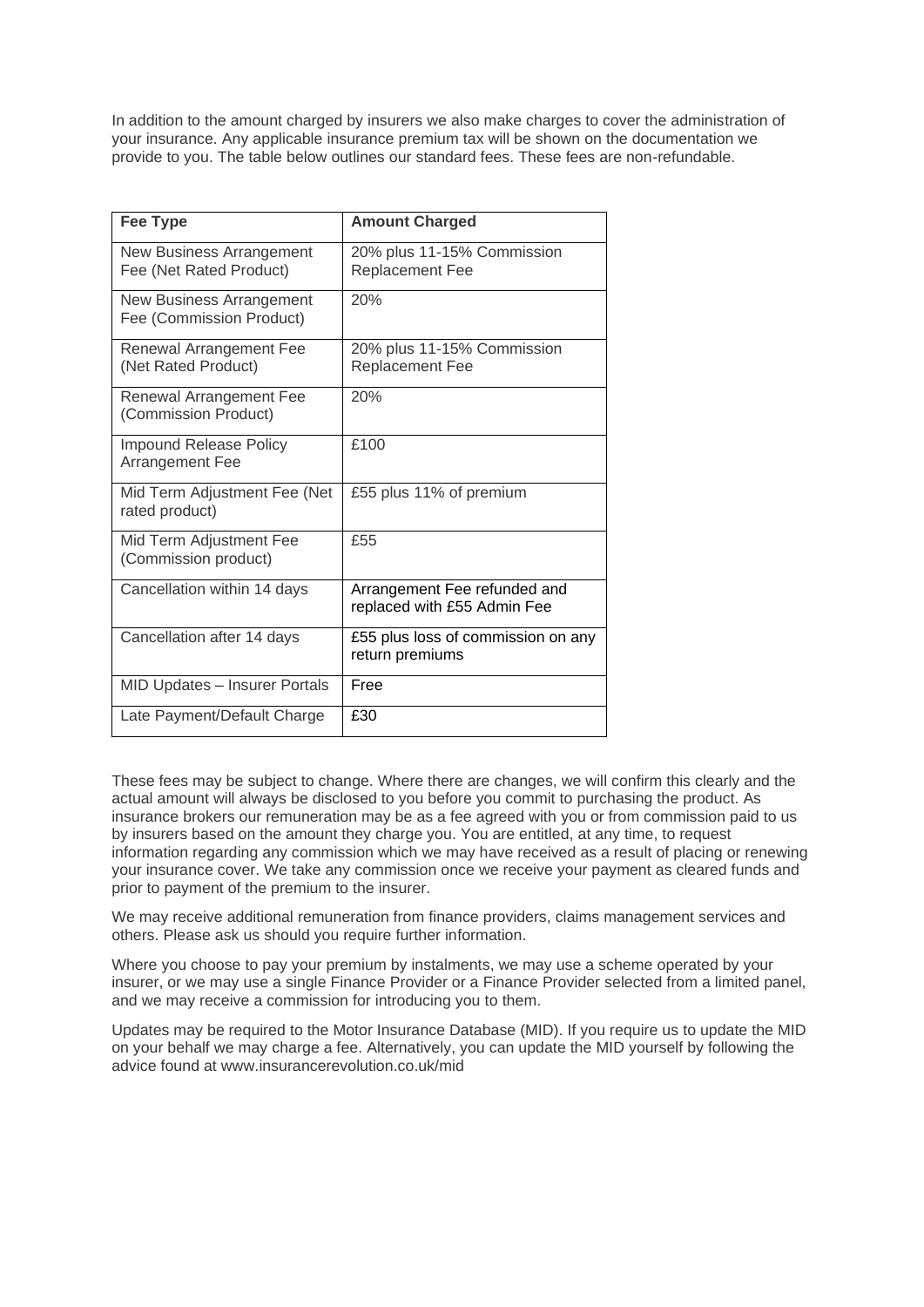In addition to the amount charged by insurers we also make charges to cover the administration of your insurance. Any applicable insurance premium tax will be shown on the documentation we provide to you. The table below outlines our standard fees. These fees are non-refundable.

| Fee Type | Amount Charged |
|---|---|
| New Business Arrangement Fee (Net Rated Product) | 20% plus 11-15% Commission Replacement Fee |
| New Business Arrangement Fee (Commission Product) | 20% |
| Renewal Arrangement Fee (Net Rated Product) | 20% plus 11-15% Commission Replacement Fee |
| Renewal Arrangement Fee (Commission Product) | 20% |
| Impound Release Policy Arrangement Fee | £100 |
| Mid Term Adjustment Fee (Net rated product) | £55 plus 11% of premium |
| Mid Term Adjustment Fee (Commission product) | £55 |
| Cancellation within 14 days | Arrangement Fee refunded and replaced with £55 Admin Fee |
| Cancellation after 14 days | £55 plus loss of commission on any return premiums |
| MID Updates – Insurer Portals | Free |
| Late Payment/Default Charge | £30 |

These fees may be subject to change. Where there are changes, we will confirm this clearly and the actual amount will always be disclosed to you before you commit to purchasing the product. As insurance brokers our remuneration may be as a fee agreed with you or from commission paid to us by insurers based on the amount they charge you. You are entitled, at any time, to request information regarding any commission which we may have received as a result of placing or renewing your insurance cover. We take any commission once we receive your payment as cleared funds and prior to payment of the premium to the insurer.

We may receive additional remuneration from finance providers, claims management services and others. Please ask us should you require further information.

Where you choose to pay your premium by instalments, we may use a scheme operated by your insurer, or we may use a single Finance Provider or a Finance Provider selected from a limited panel, and we may receive a commission for introducing you to them.

Updates may be required to the Motor Insurance Database (MID). If you require us to update the MID on your behalf we may charge a fee. Alternatively, you can update the MID yourself by following the advice found at www.insurancerevolution.co.uk/mid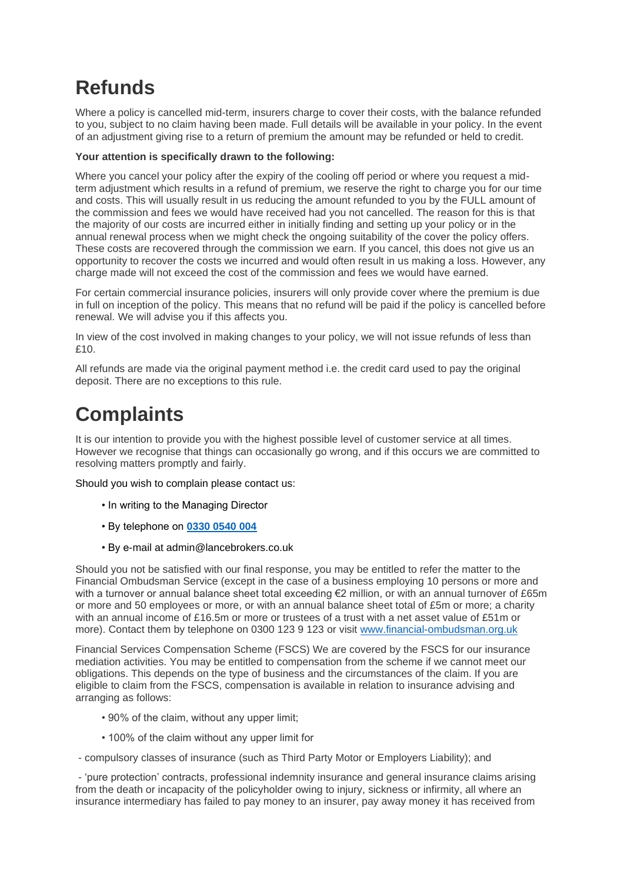# Refunds

Where a policy is cancelled mid-term, insurers charge to cover their costs, with the balance refunded to you, subject to no claim having been made. Full details will be available in your policy. In the event of an adjustment giving rise to a return of premium the amount may be refunded or held to credit.

**Your attention is specifically drawn to the following:**

Where you cancel your policy after the expiry of the cooling off period or where you request a mid-term adjustment which results in a refund of premium, we reserve the right to charge you for our time and costs. This will usually result in us reducing the amount refunded to you by the FULL amount of the commission and fees we would have received had you not cancelled. The reason for this is that the majority of our costs are incurred either in initially finding and setting up your policy or in the annual renewal process when we might check the ongoing suitability of the cover the policy offers. These costs are recovered through the commission we earn. If you cancel, this does not give us an opportunity to recover the costs we incurred and would often result in us making a loss. However, any charge made will not exceed the cost of the commission and fees we would have earned.

For certain commercial insurance policies, insurers will only provide cover where the premium is due in full on inception of the policy. This means that no refund will be paid if the policy is cancelled before renewal. We will advise you if this affects you.

In view of the cost involved in making changes to your policy, we will not issue refunds of less than £10.

All refunds are made via the original payment method i.e. the credit card used to pay the original deposit. There are no exceptions to this rule.

# Complaints

It is our intention to provide you with the highest possible level of customer service at all times. However we recognise that things can occasionally go wrong, and if this occurs we are committed to resolving matters promptly and fairly.

Should you wish to complain please contact us:

- In writing to the Managing Director
- By telephone on **[0330 0540 004]**
- By e-mail at admin@lancebrokers.co.uk

Should you not be satisfied with our final response, you may be entitled to refer the matter to the Financial Ombudsman Service (except in the case of a business employing 10 persons or more and with a turnover or annual balance sheet total exceeding €2 million, or with an annual turnover of £65m or more and 50 employees or more, or with an annual balance sheet total of £5m or more; a charity with an annual income of £16.5m or more or trustees of a trust with a net asset value of £51m or more). Contact them by telephone on 0300 123 9 123 or visit [www.financial-ombudsman.org.uk]

Financial Services Compensation Scheme (FSCS) We are covered by the FSCS for our insurance mediation activities. You may be entitled to compensation from the scheme if we cannot meet our obligations. This depends on the type of business and the circumstances of the claim. If you are eligible to claim from the FSCS, compensation is available in relation to insurance advising and arranging as follows:

- 90% of the claim, without any upper limit;
- 100% of the claim without any upper limit for

- compulsory classes of insurance (such as Third Party Motor or Employers Liability); and

- 'pure protection' contracts, professional indemnity insurance and general insurance claims arising from the death or incapacity of the policyholder owing to injury, sickness or infirmity, all where an insurance intermediary has failed to pay money to an insurer, pay away money it has received from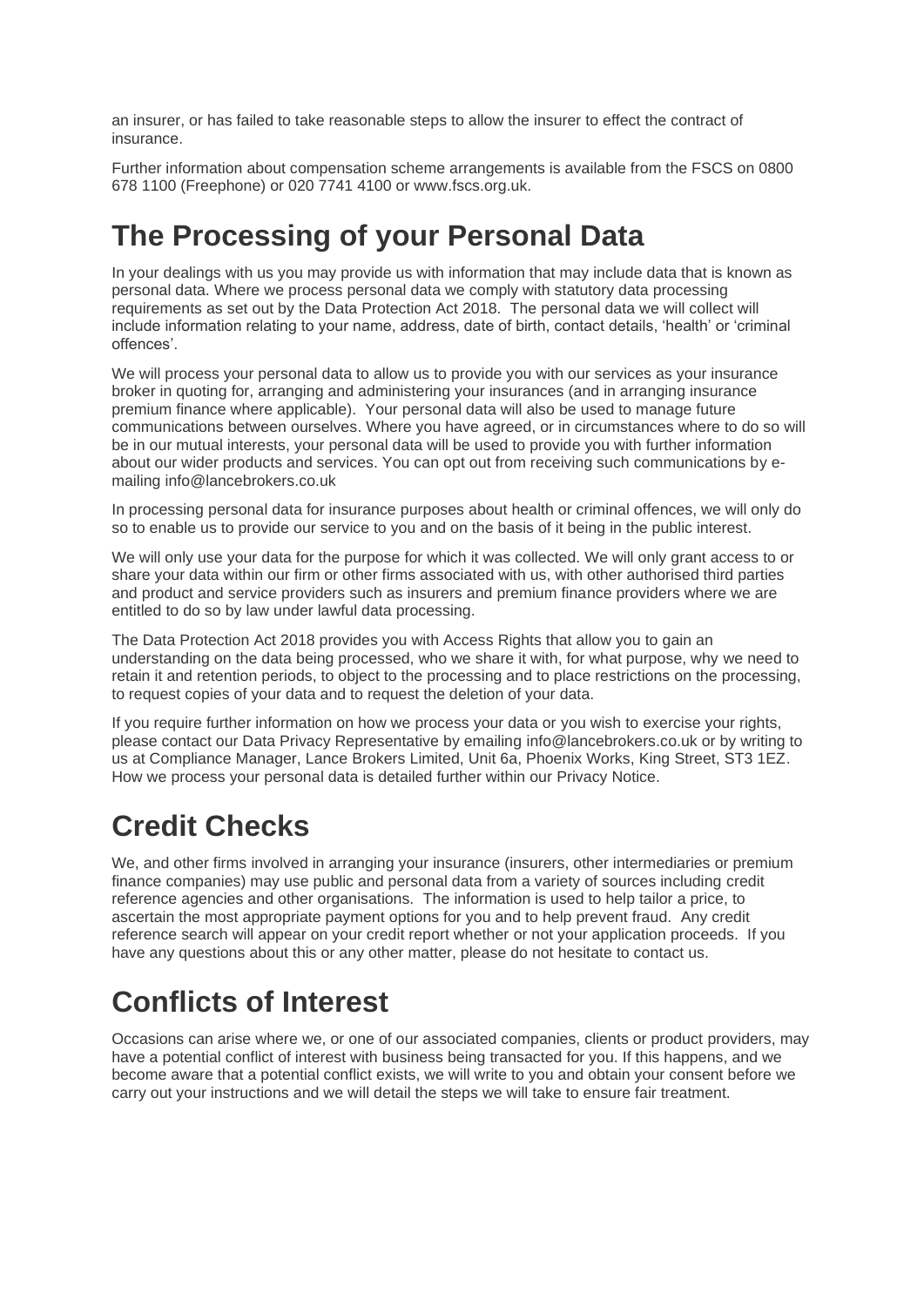an insurer, or has failed to take reasonable steps to allow the insurer to effect the contract of insurance.

Further information about compensation scheme arrangements is available from the FSCS on 0800 678 1100 (Freephone) or 020 7741 4100 or www.fscs.org.uk.

# The Processing of your Personal Data

In your dealings with us you may provide us with information that may include data that is known as personal data. Where we process personal data we comply with statutory data processing requirements as set out by the Data Protection Act 2018. The personal data we will collect will include information relating to your name, address, date of birth, contact details, 'health' or 'criminal offences'.

We will process your personal data to allow us to provide you with our services as your insurance broker in quoting for, arranging and administering your insurances (and in arranging insurance premium finance where applicable). Your personal data will also be used to manage future communications between ourselves. Where you have agreed, or in circumstances where to do so will be in our mutual interests, your personal data will be used to provide you with further information about our wider products and services. You can opt out from receiving such communications by e-mailing info@lancebrokers.co.uk

In processing personal data for insurance purposes about health or criminal offences, we will only do so to enable us to provide our service to you and on the basis of it being in the public interest.

We will only use your data for the purpose for which it was collected. We will only grant access to or share your data within our firm or other firms associated with us, with other authorised third parties and product and service providers such as insurers and premium finance providers where we are entitled to do so by law under lawful data processing.

The Data Protection Act 2018 provides you with Access Rights that allow you to gain an understanding on the data being processed, who we share it with, for what purpose, why we need to retain it and retention periods, to object to the processing and to place restrictions on the processing, to request copies of your data and to request the deletion of your data.

If you require further information on how we process your data or you wish to exercise your rights, please contact our Data Privacy Representative by emailing info@lancebrokers.co.uk or by writing to us at Compliance Manager, Lance Brokers Limited, Unit 6a, Phoenix Works, King Street, ST3 1EZ. How we process your personal data is detailed further within our Privacy Notice.

# Credit Checks

We, and other firms involved in arranging your insurance (insurers, other intermediaries or premium finance companies) may use public and personal data from a variety of sources including credit reference agencies and other organisations. The information is used to help tailor a price, to ascertain the most appropriate payment options for you and to help prevent fraud. Any credit reference search will appear on your credit report whether or not your application proceeds. If you have any questions about this or any other matter, please do not hesitate to contact us.

# Conflicts of Interest

Occasions can arise where we, or one of our associated companies, clients or product providers, may have a potential conflict of interest with business being transacted for you. If this happens, and we become aware that a potential conflict exists, we will write to you and obtain your consent before we carry out your instructions and we will detail the steps we will take to ensure fair treatment.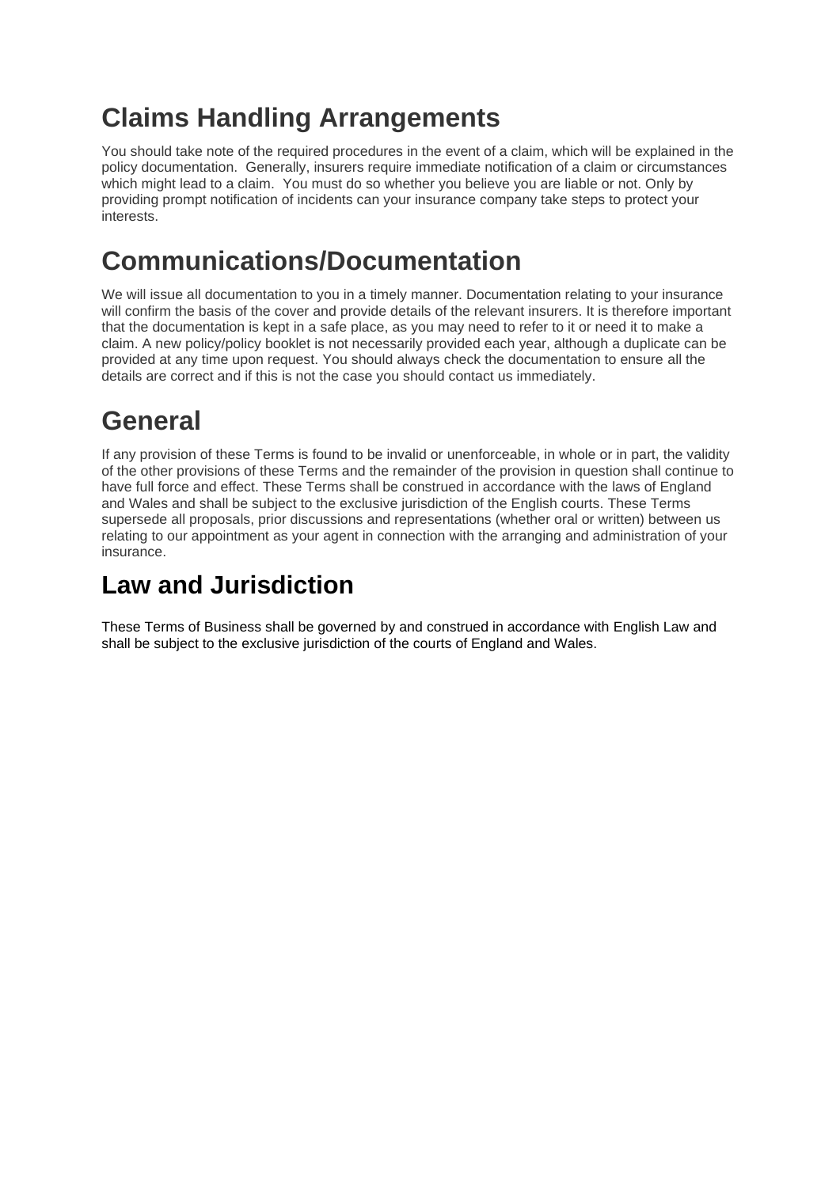# Claims Handling Arrangements

You should take note of the required procedures in the event of a claim, which will be explained in the policy documentation. Generally, insurers require immediate notification of a claim or circumstances which might lead to a claim. You must do so whether you believe you are liable or not. Only by providing prompt notification of incidents can your insurance company take steps to protect your interests.

# Communications/Documentation

We will issue all documentation to you in a timely manner. Documentation relating to your insurance will confirm the basis of the cover and provide details of the relevant insurers. It is therefore important that the documentation is kept in a safe place, as you may need to refer to it or need it to make a claim. A new policy/policy booklet is not necessarily provided each year, although a duplicate can be provided at any time upon request. You should always check the documentation to ensure all the details are correct and if this is not the case you should contact us immediately.

# General

If any provision of these Terms is found to be invalid or unenforceable, in whole or in part, the validity of the other provisions of these Terms and the remainder of the provision in question shall continue to have full force and effect. These Terms shall be construed in accordance with the laws of England and Wales and shall be subject to the exclusive jurisdiction of the English courts. These Terms supersede all proposals, prior discussions and representations (whether oral or written) between us relating to our appointment as your agent in connection with the arranging and administration of your insurance.

# Law and Jurisdiction

These Terms of Business shall be governed by and construed in accordance with English Law and shall be subject to the exclusive jurisdiction of the courts of England and Wales.